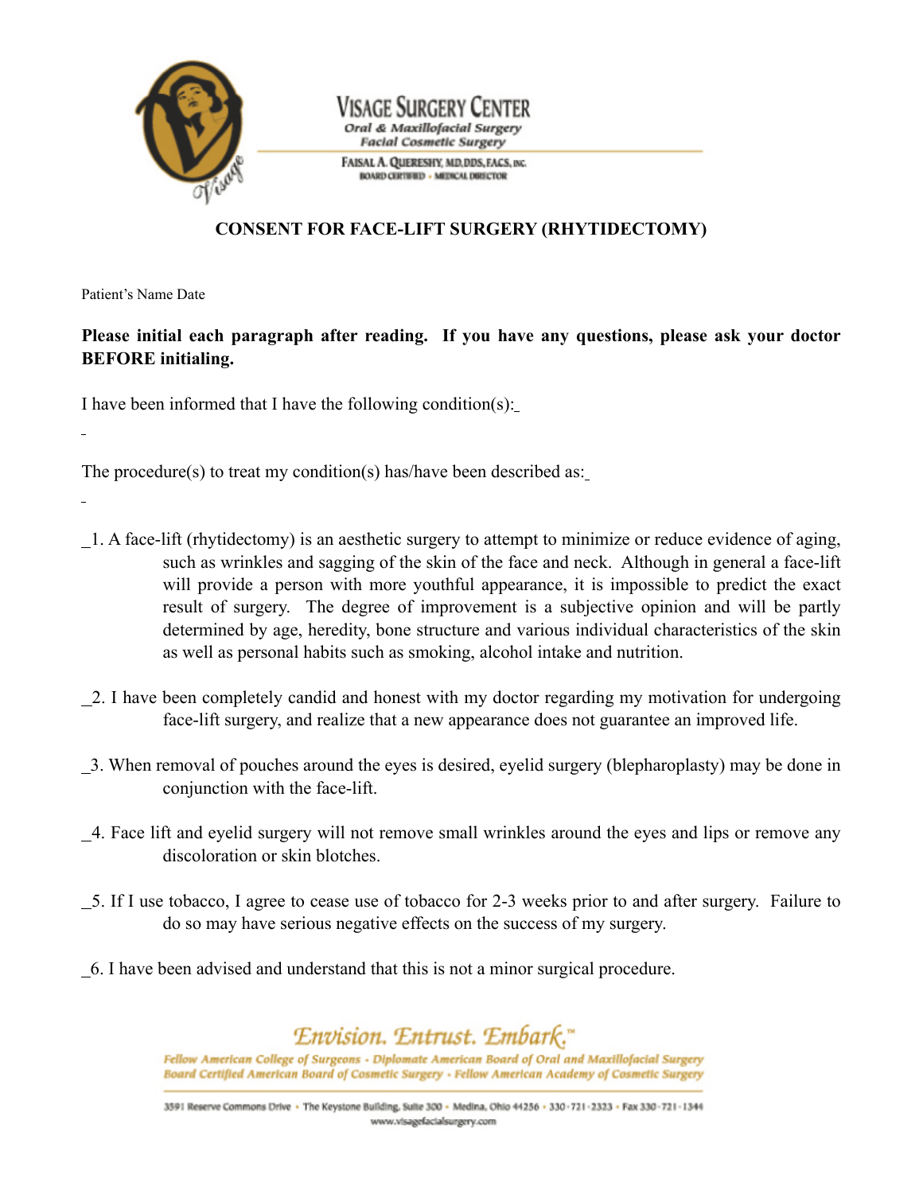# CONSENT FOR FACE-LIFT SURGERY (RHYTIDECTOMY)

Patient's Name Date

**Please initial each paragraph after reading. If you have any questions, please ask your doctor BEFORE initialing.**

I have been informed that I have the following condition(s):_

_

The procedure(s) to treat my condition(s) has/have been described as:_

_

_1. A face-lift (rhytidectomy) is an aesthetic surgery to attempt to minimize or reduce evidence of aging, such as wrinkles and sagging of the skin of the face and neck. Although in general a face-lift will provide a person with more youthful appearance, it is impossible to predict the exact result of surgery. The degree of improvement is a subjective opinion and will be partly determined by age, heredity, bone structure and various individual characteristics of the skin as well as personal habits such as smoking, alcohol intake and nutrition.

_2. I have been completely candid and honest with my doctor regarding my motivation for undergoing face-lift surgery, and realize that a new appearance does not guarantee an improved life.

_3. When removal of pouches around the eyes is desired, eyelid surgery (blepharoplasty) may be done in conjunction with the face-lift.

_4. Face lift and eyelid surgery will not remove small wrinkles around the eyes and lips or remove any discoloration or skin blotches.

_5. If I use tobacco, I agree to cease use of tobacco for 2-3 weeks prior to and after surgery. Failure to do so may have serious negative effects on the success of my surgery.

_6. I have been advised and understand that this is not a minor surgical procedure.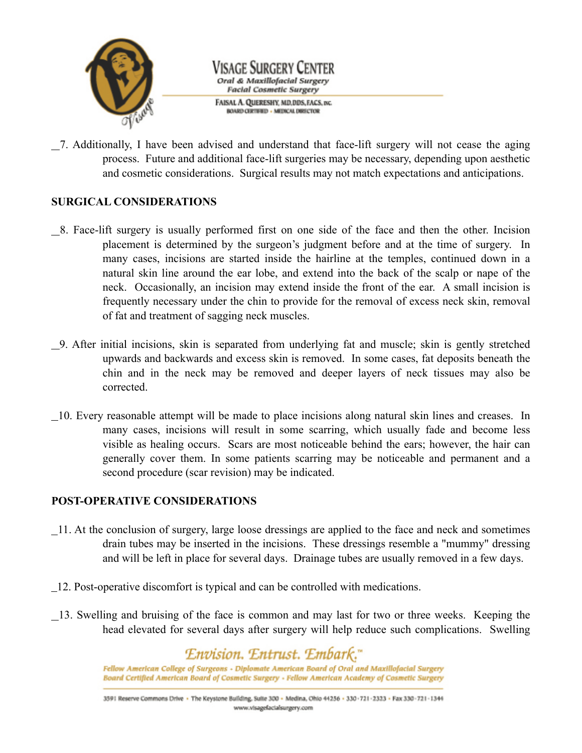__7. Additionally, I have been advised and understand that face-lift surgery will not cease the aging process. Future and additional face-lift surgeries may be necessary, depending upon aesthetic and cosmetic considerations. Surgical results may not match expectations and anticipations.

## SURGICAL CONSIDERATIONS

__8. Face-lift surgery is usually performed first on one side of the face and then the other. Incision placement is determined by the surgeon's judgment before and at the time of surgery. In many cases, incisions are started inside the hairline at the temples, continued down in a natural skin line around the ear lobe, and extend into the back of the scalp or nape of the neck. Occasionally, an incision may extend inside the front of the ear. A small incision is frequently necessary under the chin to provide for the removal of excess neck skin, removal of fat and treatment of sagging neck muscles.

__9. After initial incisions, skin is separated from underlying fat and muscle; skin is gently stretched upwards and backwards and excess skin is removed. In some cases, fat deposits beneath the chin and in the neck may be removed and deeper layers of neck tissues may also be corrected.

_10. Every reasonable attempt will be made to place incisions along natural skin lines and creases. In many cases, incisions will result in some scarring, which usually fade and become less visible as healing occurs. Scars are most noticeable behind the ears; however, the hair can generally cover them. In some patients scarring may be noticeable and permanent and a second procedure (scar revision) may be indicated.

## POST-OPERATIVE CONSIDERATIONS

_11. At the conclusion of surgery, large loose dressings are applied to the face and neck and sometimes drain tubes may be inserted in the incisions. These dressings resemble a "mummy" dressing and will be left in place for several days. Drainage tubes are usually removed in a few days.

_12. Post-operative discomfort is typical and can be controlled with medications.

_13. Swelling and bruising of the face is common and may last for two or three weeks. Keeping the head elevated for several days after surgery will help reduce such complications. Swelling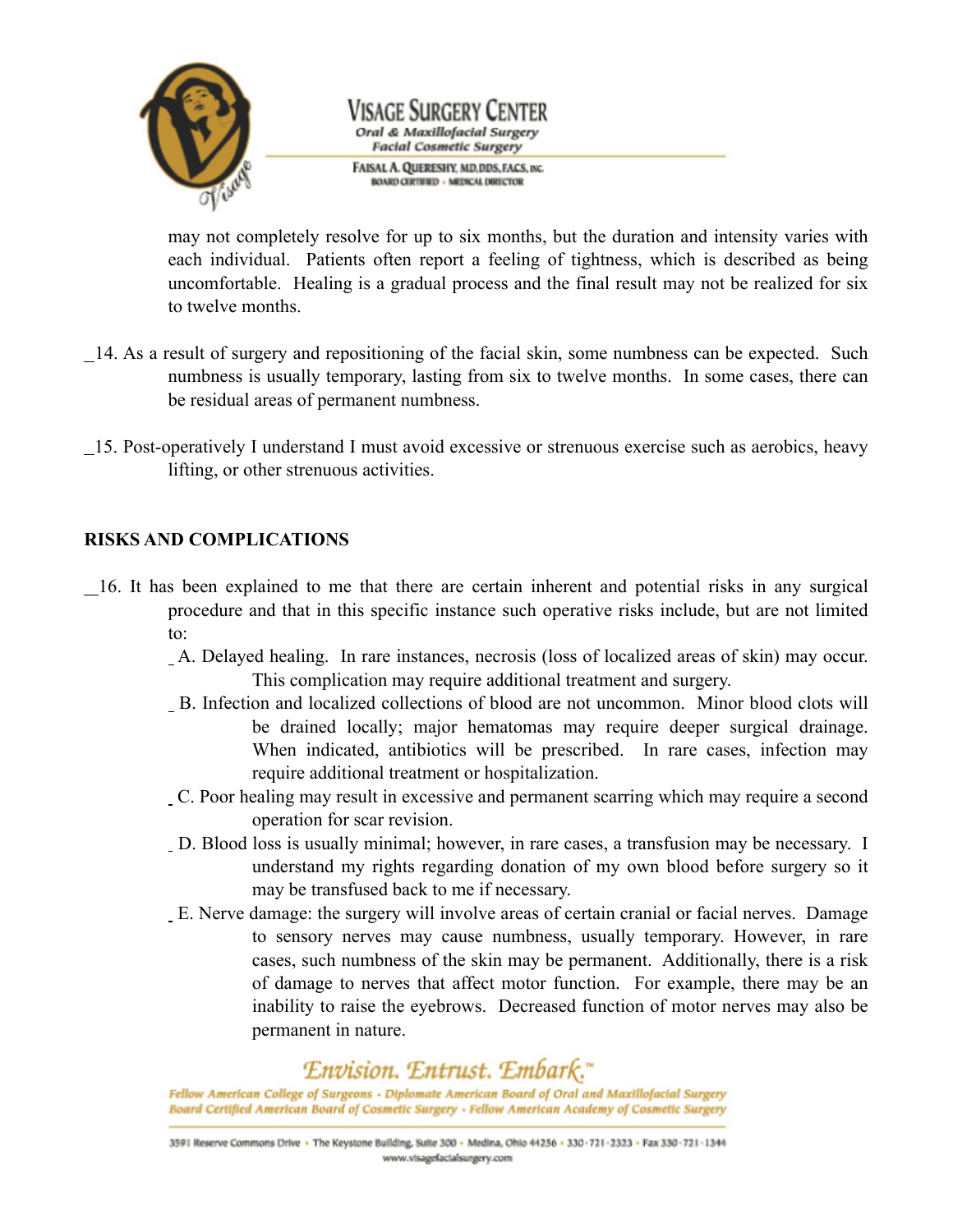may not completely resolve for up to six months, but the duration and intensity varies with each individual. Patients often report a feeling of tightness, which is described as being uncomfortable. Healing is a gradual process and the final result may not be realized for six to twelve months.

__14. As a result of surgery and repositioning of the facial skin, some numbness can be expected. Such numbness is usually temporary, lasting from six to twelve months. In some cases, there can be residual areas of permanent numbness.

__15. Post-operatively I understand I must avoid excessive or strenuous exercise such as aerobics, heavy lifting, or other strenuous activities.

**RISKS AND COMPLICATIONS**

__16. It has been explained to me that there are certain inherent and potential risks in any surgical procedure and that in this specific instance such operative risks include, but are not limited to:

_ A. Delayed healing. In rare instances, necrosis (loss of localized areas of skin) may occur. This complication may require additional treatment and surgery.

_ B. Infection and localized collections of blood are not uncommon. Minor blood clots will be drained locally; major hematomas may require deeper surgical drainage. When indicated, antibiotics will be prescribed. In rare cases, infection may require additional treatment or hospitalization.

_ C. Poor healing may result in excessive and permanent scarring which may require a second operation for scar revision.

_ D. Blood loss is usually minimal; however, in rare cases, a transfusion may be necessary. I understand my rights regarding donation of my own blood before surgery so it may be transfused back to me if necessary.

_ E. Nerve damage: the surgery will involve areas of certain cranial or facial nerves. Damage to sensory nerves may cause numbness, usually temporary. However, in rare cases, such numbness of the skin may be permanent. Additionally, there is a risk of damage to nerves that affect motor function. For example, there may be an inability to raise the eyebrows. Decreased function of motor nerves may also be permanent in nature.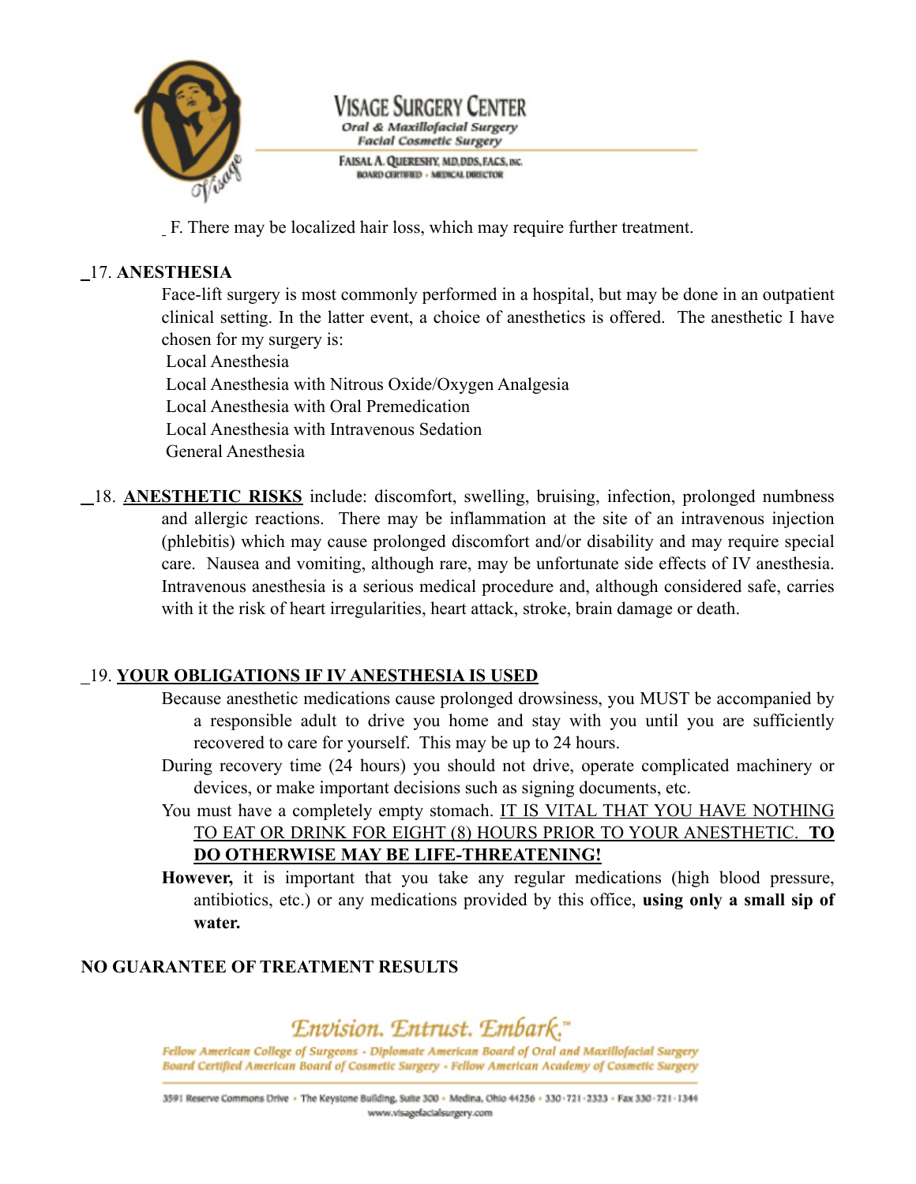_ F. There may be localized hair loss, which may require further treatment.

_17. **ANESTHESIA**

Face-lift surgery is most commonly performed in a hospital, but may be done in an outpatient clinical setting. In the latter event, a choice of anesthetics is offered. The anesthetic I have chosen for my surgery is:

Local Anesthesia
Local Anesthesia with Nitrous Oxide/Oxygen Analgesia
Local Anesthesia with Oral Premedication
Local Anesthesia with Intravenous Sedation
General Anesthesia

_18. **ANESTHETIC RISKS** include: discomfort, swelling, bruising, infection, prolonged numbness and allergic reactions. There may be inflammation at the site of an intravenous injection (phlebitis) which may cause prolonged discomfort and/or disability and may require special care. Nausea and vomiting, although rare, may be unfortunate side effects of IV anesthesia. Intravenous anesthesia is a serious medical procedure and, although considered safe, carries with it the risk of heart irregularities, heart attack, stroke, brain damage or death.

_19. **YOUR OBLIGATIONS IF IV ANESTHESIA IS USED**

Because anesthetic medications cause prolonged drowsiness, you MUST be accompanied by a responsible adult to drive you home and stay with you until you are sufficiently recovered to care for yourself. This may be up to 24 hours.

During recovery time (24 hours) you should not drive, operate complicated machinery or devices, or make important decisions such as signing documents, etc.

You must have a completely empty stomach. IT IS VITAL THAT YOU HAVE NOTHING TO EAT OR DRINK FOR EIGHT (8) HOURS PRIOR TO YOUR ANESTHETIC. **TO DO OTHERWISE MAY BE LIFE-THREATENING!**

**However,** it is important that you take any regular medications (high blood pressure, antibiotics, etc.) or any medications provided by this office, **using only a small sip of water.**

**NO GUARANTEE OF TREATMENT RESULTS**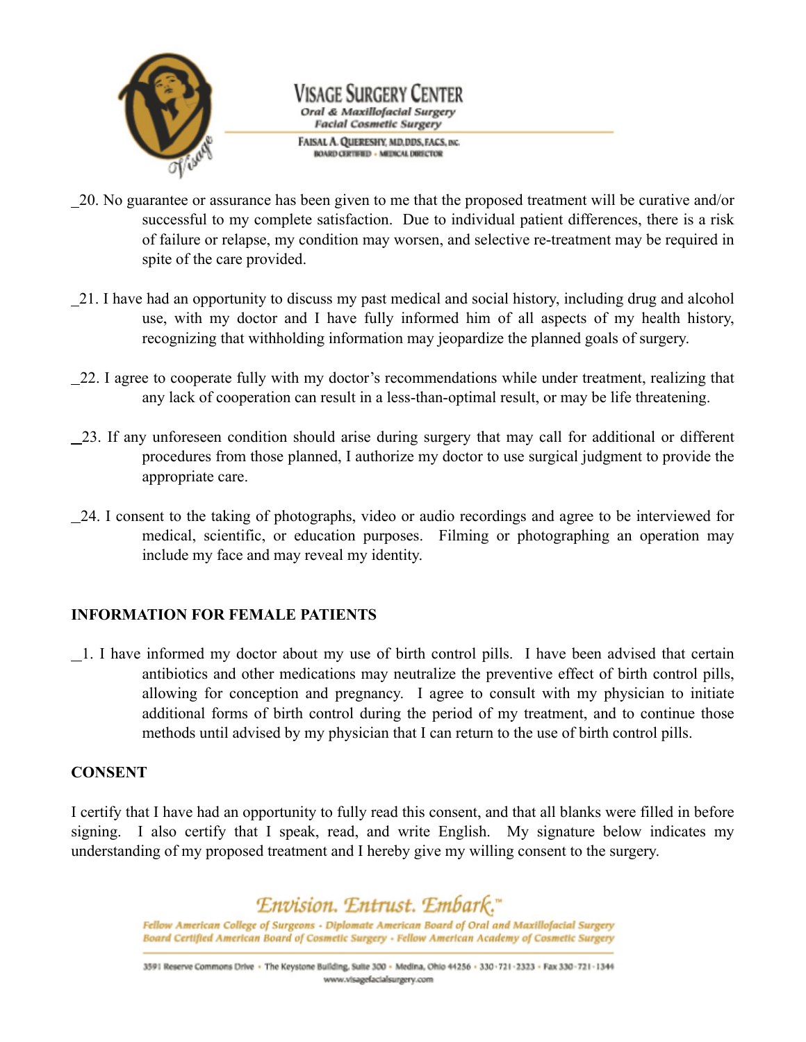_20. No guarantee or assurance has been given to me that the proposed treatment will be curative and/or successful to my complete satisfaction. Due to individual patient differences, there is a risk of failure or relapse, my condition may worsen, and selective re-treatment may be required in spite of the care provided.

_21. I have had an opportunity to discuss my past medical and social history, including drug and alcohol use, with my doctor and I have fully informed him of all aspects of my health history, recognizing that withholding information may jeopardize the planned goals of surgery.

_22. I agree to cooperate fully with my doctor's recommendations while under treatment, realizing that any lack of cooperation can result in a less-than-optimal result, or may be life threatening.

_23. If any unforeseen condition should arise during surgery that may call for additional or different procedures from those planned, I authorize my doctor to use surgical judgment to provide the appropriate care.

_24. I consent to the taking of photographs, video or audio recordings and agree to be interviewed for medical, scientific, or education purposes. Filming or photographing an operation may include my face and may reveal my identity.

**INFORMATION FOR FEMALE PATIENTS**

_1. I have informed my doctor about my use of birth control pills. I have been advised that certain antibiotics and other medications may neutralize the preventive effect of birth control pills, allowing for conception and pregnancy. I agree to consult with my physician to initiate additional forms of birth control during the period of my treatment, and to continue those methods until advised by my physician that I can return to the use of birth control pills.

**CONSENT**

I certify that I have had an opportunity to fully read this consent, and that all blanks were filled in before signing. I also certify that I speak, read, and write English. My signature below indicates my understanding of my proposed treatment and I hereby give my willing consent to the surgery.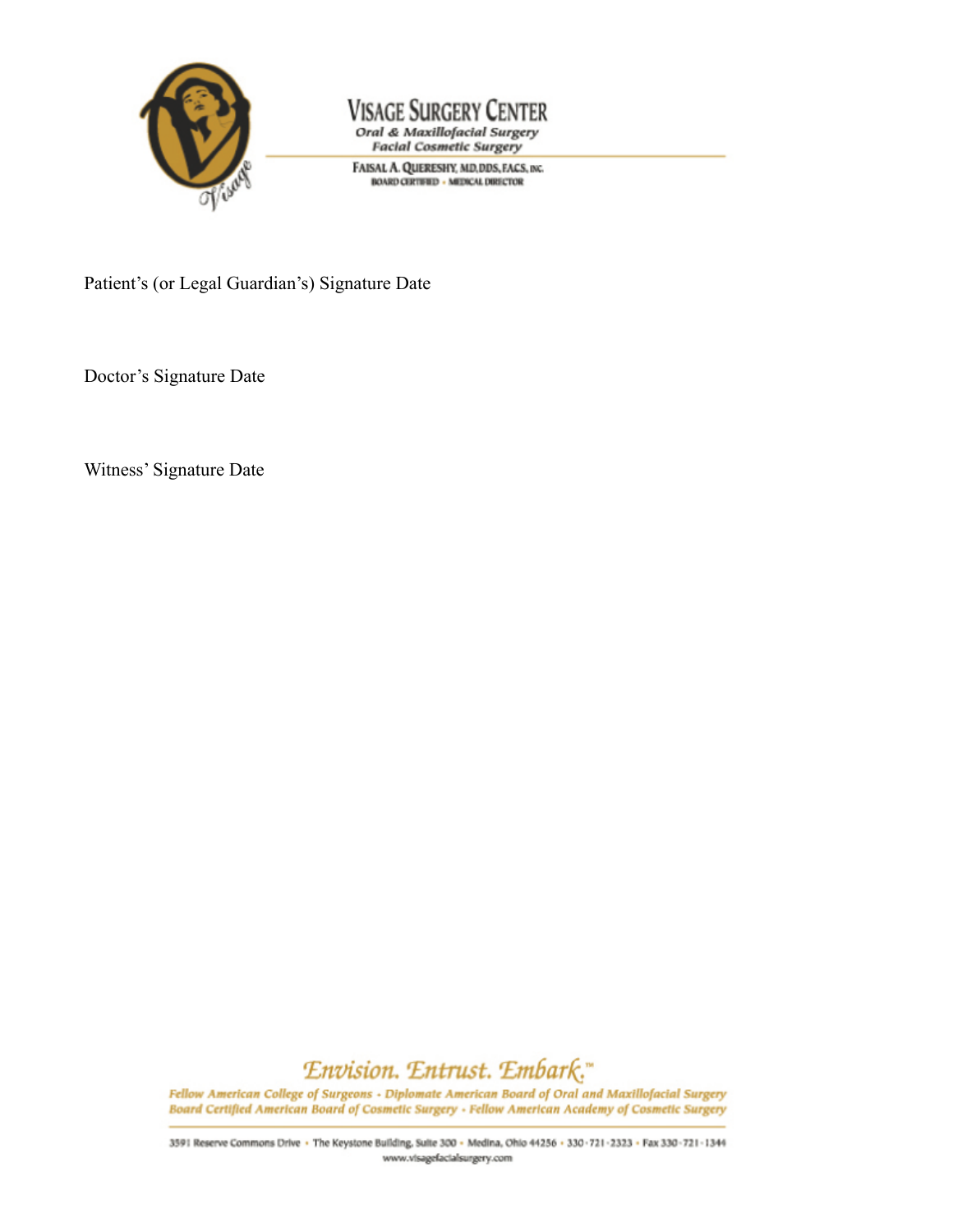Patient's (or Legal Guardian's) Signature Date

Doctor's Signature Date

Witness' Signature Date